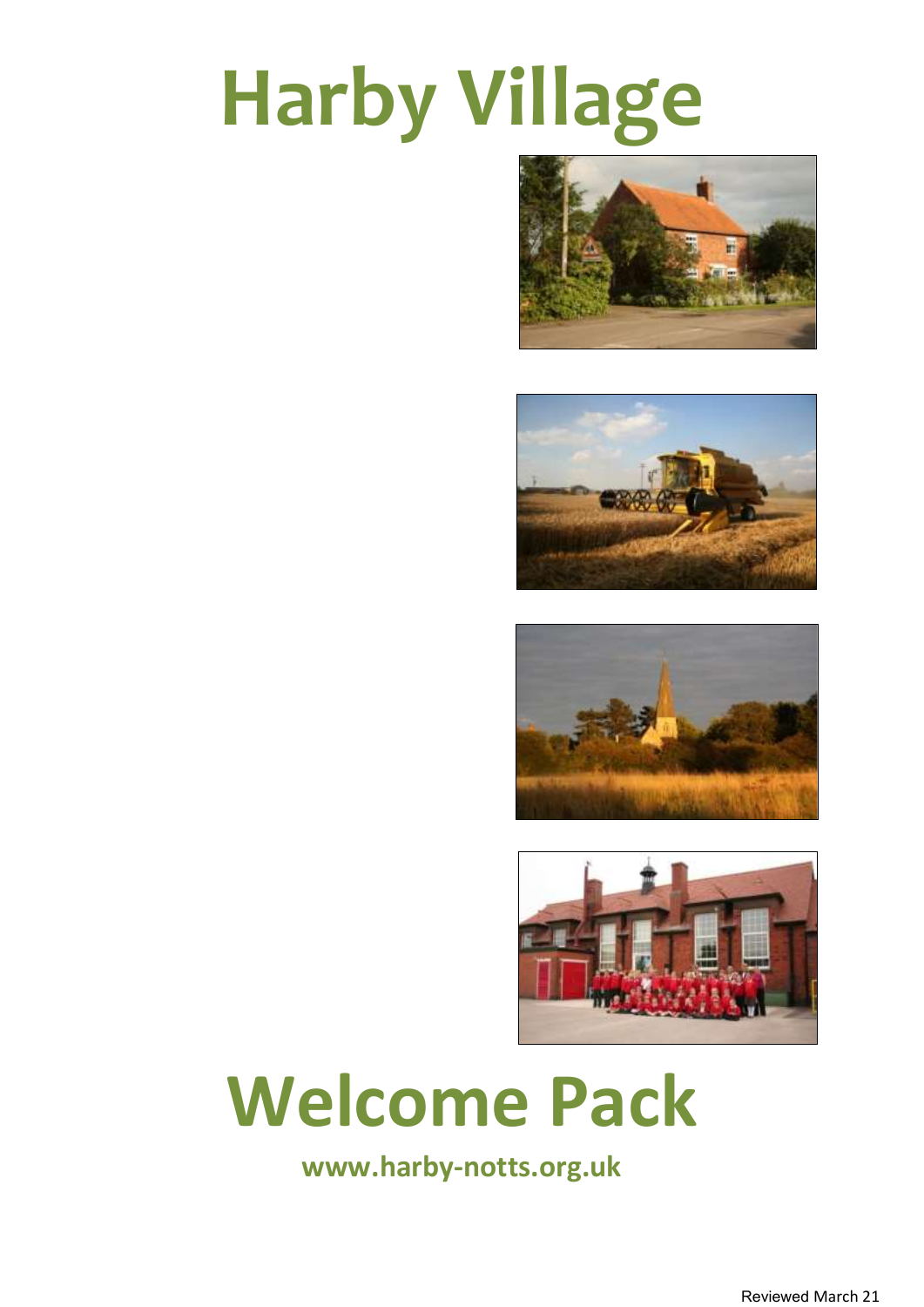# Harby Village

# Welcome Pack

**www.harby-notts.org.uk**

Reviewed March 21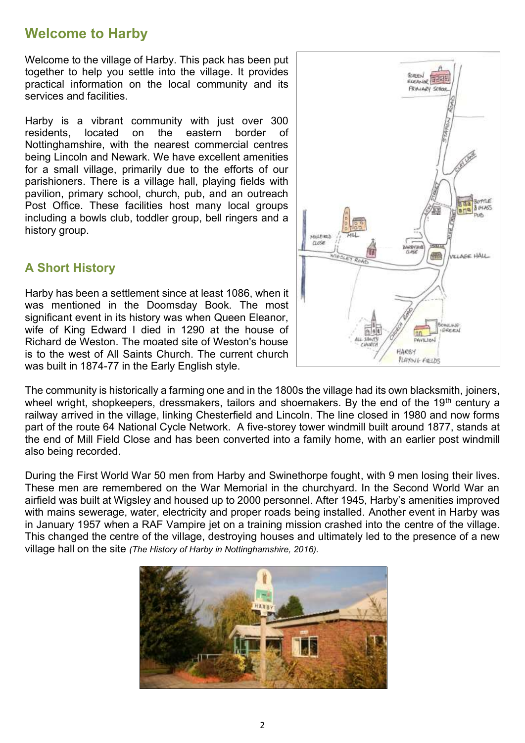## Welcome to Harby

Welcome to the village of Harby. This pack has been put together to help you settle into the village. It provides practical information on the local community and its services and facilities.

Harby is a vibrant community with just over 300 residents, located on the eastern border of Nottinghamshire, with the nearest commercial centres being Lincoln and Newark. We have excellent amenities for a small village, primarily due to the efforts of our parishioners. There is a village hall, playing fields with pavilion, primary school, church, pub, and an outreach Post Office. These facilities host many local groups including a bowls club, toddler group, bell ringers and a history group.

### A Short History

Harby has been a settlement since at least 1086, when it was mentioned in the Doomsday Book. The most significant event in its history was when Queen Eleanor, wife of King Edward I died in 1290 at the house of Richard de Weston. The moated site of Weston's house is to the west of All Saints Church. The current church was built in 1874-77 in the Early English style.

The community is historically a farming one and in the 1800s the village had its own blacksmith, joiners, wheel wright, shopkeepers, dressmakers, tailors and shoemakers. By the end of the 19th century a railway arrived in the village, linking Chesterfield and Lincoln. The line closed in 1980 and now forms part of the route 64 National Cycle Network. A five-storey tower windmill built around 1877, stands at the end of Mill Field Close and has been converted into a family home, with an earlier post windmill also being recorded.

During the First World War 50 men from Harby and Swinethorpe fought, with 9 men losing their lives. These men are remembered on the War Memorial in the churchyard. In the Second World War an airfield was built at Wigsley and housed up to 2000 personnel. After 1945, Harby's amenities improved with mains sewerage, water, electricity and proper roads being installed. Another event in Harby was in January 1957 when a RAF Vampire jet on a training mission crashed into the centre of the village. This changed the centre of the village, destroying houses and ultimately led to the presence of a new village hall on the site *(The History of Harby in Nottinghamshire, 2016).*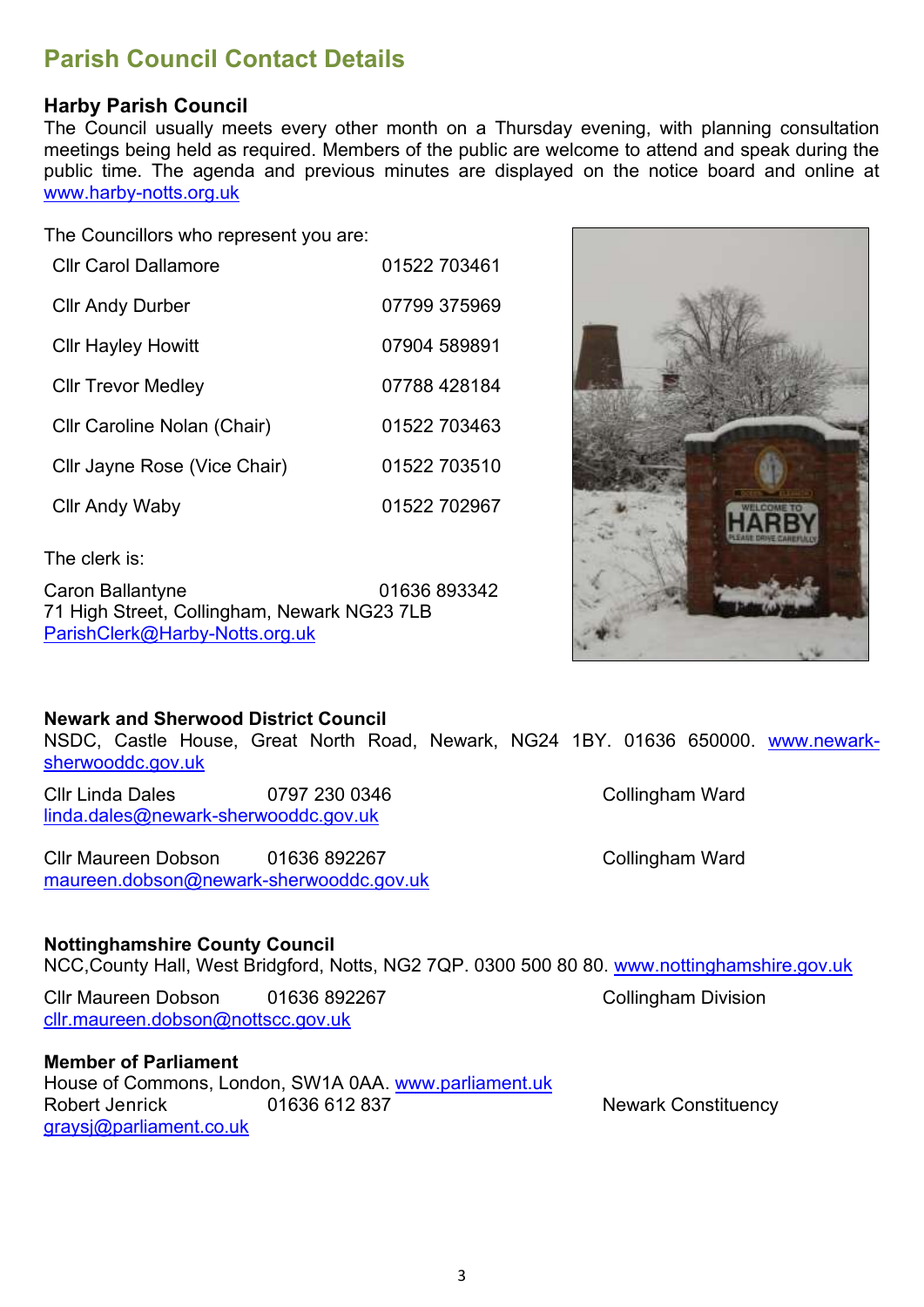## Parish Council Contact Details

### Harby Parish Council

The Council usually meets every other month on a Thursday evening, with planning consultation meetings being held as required. Members of the public are welcome to attend and speak during the public time. The agenda and previous minutes are displayed on the notice board and online at www.harby-notts.org.uk

The Councillors who represent you are:

| | |
|---|---|
| Cllr Carol Dallamore | 01522 703461 |
| Cllr Andy Durber | 07799 375969 |
| Cllr Hayley Howitt | 07904 589891 |
| Cllr Trevor Medley | 07788 428184 |
| Cllr Caroline Nolan (Chair) | 01522 703463 |
| Cllr Jayne Rose (Vice Chair) | 01522 703510 |
| Cllr Andy Waby | 01522 702967 |

The clerk is:

Caron Ballantyne 01636 893342
71 High Street, Collingham, Newark NG23 7LB
ParishClerk@Harby-Notts.org.uk

### Newark and Sherwood District Council

NSDC, Castle House, Great North Road, Newark, NG24 1BY. 01636 650000. www.newark-sherwooddc.gov.uk

Cllr Linda Dales 0797 230 0346 Collingham Ward
linda.dales@newark-sherwooddc.gov.uk

Cllr Maureen Dobson 01636 892267 Collingham Ward
maureen.dobson@newark-sherwooddc.gov.uk

### Nottinghamshire County Council

NCC,County Hall, West Bridgford, Notts, NG2 7QP. 0300 500 80 80. www.nottinghamshire.gov.uk

Cllr Maureen Dobson 01636 892267 Collingham Division
cllr.maureen.dobson@nottscc.gov.uk

### Member of Parliament

House of Commons, London, SW1A 0AA. www.parliament.uk
Robert Jenrick 01636 612 837 Newark Constituency
graysj@parliament.co.uk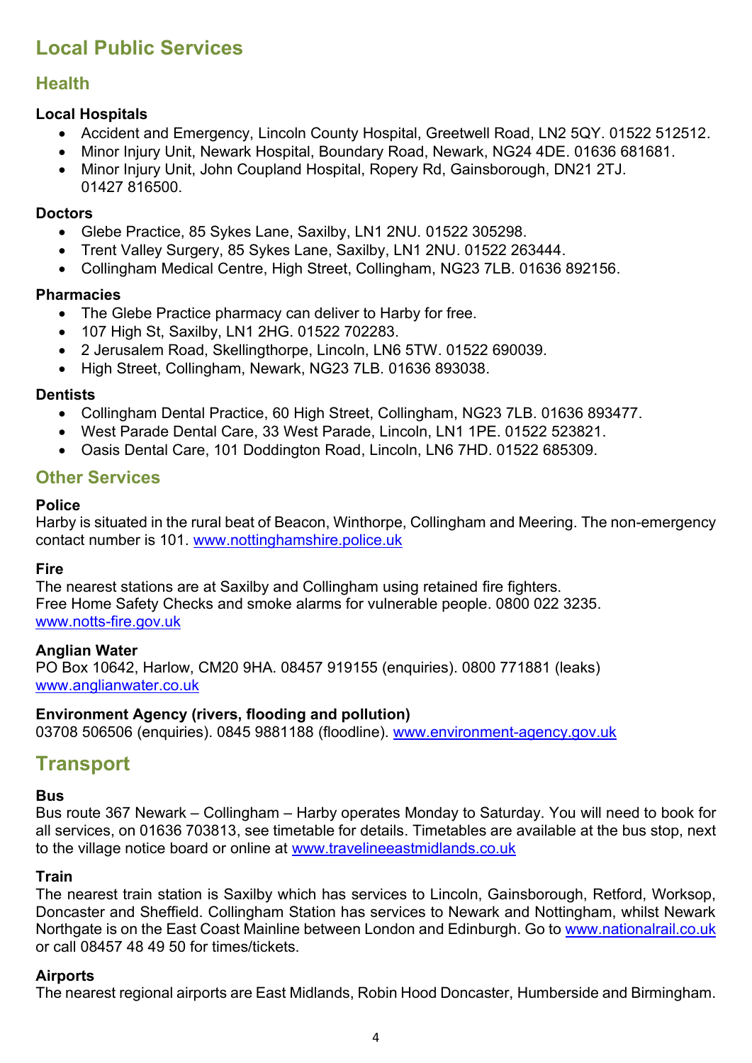# Local Public Services

## Health

### Local Hospitals

- Accident and Emergency, Lincoln County Hospital, Greetwell Road, LN2 5QY. 01522 512512.
- Minor Injury Unit, Newark Hospital, Boundary Road, Newark, NG24 4DE. 01636 681681.
- Minor Injury Unit, John Coupland Hospital, Ropery Rd, Gainsborough, DN21 2TJ. 01427 816500.

### Doctors

- Glebe Practice, 85 Sykes Lane, Saxilby, LN1 2NU. 01522 305298.
- Trent Valley Surgery, 85 Sykes Lane, Saxilby, LN1 2NU. 01522 263444.
- Collingham Medical Centre, High Street, Collingham, NG23 7LB. 01636 892156.

### Pharmacies

- The Glebe Practice pharmacy can deliver to Harby for free.
- 107 High St, Saxilby, LN1 2HG. 01522 702283.
- 2 Jerusalem Road, Skellingthorpe, Lincoln, LN6 5TW. 01522 690039.
- High Street, Collingham, Newark, NG23 7LB. 01636 893038.

### Dentists

- Collingham Dental Practice, 60 High Street, Collingham, NG23 7LB. 01636 893477.
- West Parade Dental Care, 33 West Parade, Lincoln, LN1 1PE. 01522 523821.
- Oasis Dental Care, 101 Doddington Road, Lincoln, LN6 7HD. 01522 685309.

## Other Services

### Police

Harby is situated in the rural beat of Beacon, Winthorpe, Collingham and Meering. The non-emergency contact number is 101. www.nottinghamshire.police.uk

### Fire

The nearest stations are at Saxilby and Collingham using retained fire fighters.
Free Home Safety Checks and smoke alarms for vulnerable people. 0800 022 3235.
www.notts-fire.gov.uk

### Anglian Water

PO Box 10642, Harlow, CM20 9HA. 08457 919155 (enquiries). 0800 771881 (leaks)
www.anglianwater.co.uk

### Environment Agency (rivers, flooding and pollution)

03708 506506 (enquiries). 0845 9881188 (floodline). www.environment-agency.gov.uk

# Transport

### Bus

Bus route 367 Newark – Collingham – Harby operates Monday to Saturday. You will need to book for all services, on 01636 703813, see timetable for details. Timetables are available at the bus stop, next to the village notice board or online at www.travelineeastmidlands.co.uk

### Train

The nearest train station is Saxilby which has services to Lincoln, Gainsborough, Retford, Worksop, Doncaster and Sheffield. Collingham Station has services to Newark and Nottingham, whilst Newark Northgate is on the East Coast Mainline between London and Edinburgh. Go to www.nationalrail.co.uk or call 08457 48 49 50 for times/tickets.

### Airports

The nearest regional airports are East Midlands, Robin Hood Doncaster, Humberside and Birmingham.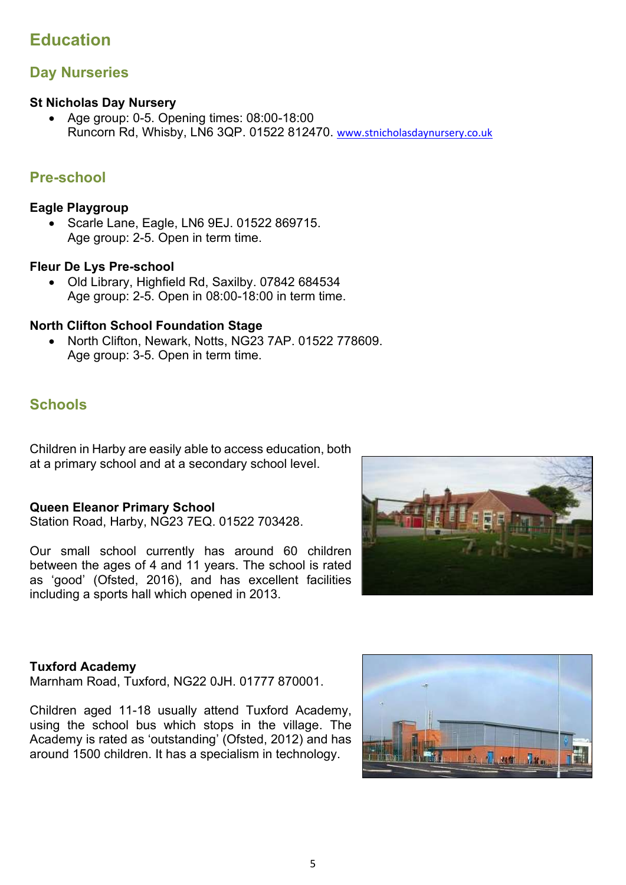# Education

## Day Nurseries

### St Nicholas Day Nursery

- Age group: 0-5. Opening times: 08:00-18:00
  Runcorn Rd, Whisby, LN6 3QP. 01522 812470. www.stnicholasdaynursery.co.uk

## Pre-school

### Eagle Playgroup

- Scarle Lane, Eagle, LN6 9EJ. 01522 869715.
  Age group: 2-5. Open in term time.

### Fleur De Lys Pre-school

- Old Library, Highfield Rd, Saxilby. 07842 684534
  Age group: 2-5. Open in 08:00-18:00 in term time.

### North Clifton School Foundation Stage

- North Clifton, Newark, Notts, NG23 7AP. 01522 778609.
  Age group: 3-5. Open in term time.

## Schools

Children in Harby are easily able to access education, both at a primary school and at a secondary school level.

### Queen Eleanor Primary School

Station Road, Harby, NG23 7EQ. 01522 703428.

Our small school currently has around 60 children between the ages of 4 and 11 years. The school is rated as 'good' (Ofsted, 2016), and has excellent facilities including a sports hall which opened in 2013.

### Tuxford Academy

Marnham Road, Tuxford, NG22 0JH. 01777 870001.

Children aged 11-18 usually attend Tuxford Academy, using the school bus which stops in the village. The Academy is rated as 'outstanding' (Ofsted, 2012) and has around 1500 children. It has a specialism in technology.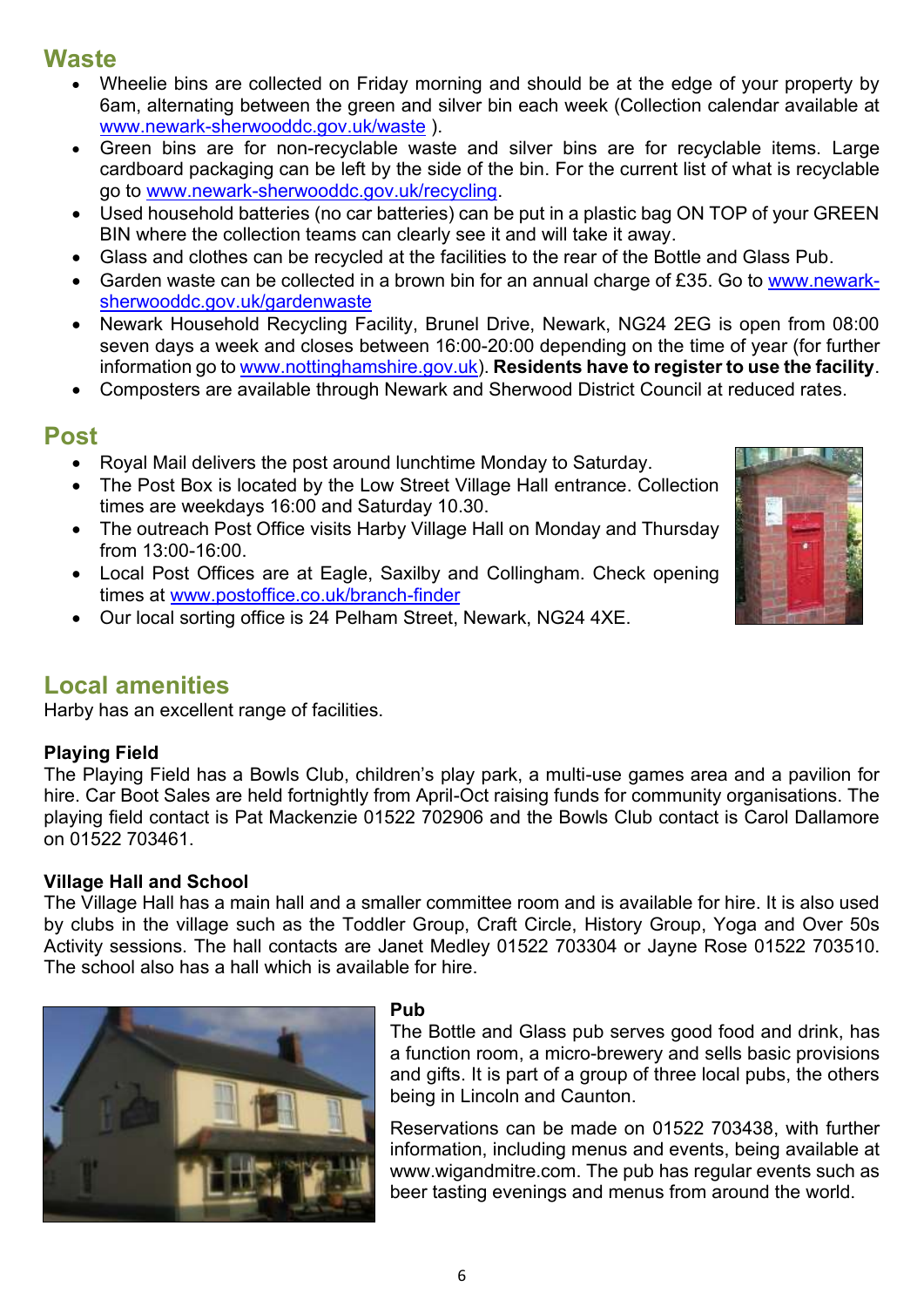## Waste

- Wheelie bins are collected on Friday morning and should be at the edge of your property by 6am, alternating between the green and silver bin each week (Collection calendar available at www.newark-sherwooddc.gov.uk/waste ).
- Green bins are for non-recyclable waste and silver bins are for recyclable items. Large cardboard packaging can be left by the side of the bin. For the current list of what is recyclable go to www.newark-sherwooddc.gov.uk/recycling.
- Used household batteries (no car batteries) can be put in a plastic bag ON TOP of your GREEN BIN where the collection teams can clearly see it and will take it away.
- Glass and clothes can be recycled at the facilities to the rear of the Bottle and Glass Pub.
- Garden waste can be collected in a brown bin for an annual charge of £35. Go to www.newark-sherwooddc.gov.uk/gardenwaste
- Newark Household Recycling Facility, Brunel Drive, Newark, NG24 2EG is open from 08:00 seven days a week and closes between 16:00-20:00 depending on the time of year (for further information go to www.nottinghamshire.gov.uk). **Residents have to register to use the facility**.
- Composters are available through Newark and Sherwood District Council at reduced rates.

## Post

- Royal Mail delivers the post around lunchtime Monday to Saturday.
- The Post Box is located by the Low Street Village Hall entrance. Collection times are weekdays 16:00 and Saturday 10.30.
- The outreach Post Office visits Harby Village Hall on Monday and Thursday from 13:00-16:00.
- Local Post Offices are at Eagle, Saxilby and Collingham. Check opening times at www.postoffice.co.uk/branch-finder
- Our local sorting office is 24 Pelham Street, Newark, NG24 4XE.

## Local amenities

Harby has an excellent range of facilities.

**Playing Field**

The Playing Field has a Bowls Club, children's play park, a multi-use games area and a pavilion for hire. Car Boot Sales are held fortnightly from April-Oct raising funds for community organisations. The playing field contact is Pat Mackenzie 01522 702906 and the Bowls Club contact is Carol Dallamore on 01522 703461.

**Village Hall and School**

The Village Hall has a main hall and a smaller committee room and is available for hire. It is also used by clubs in the village such as the Toddler Group, Craft Circle, History Group, Yoga and Over 50s Activity sessions. The hall contacts are Janet Medley 01522 703304 or Jayne Rose 01522 703510. The school also has a hall which is available for hire.

**Pub**

The Bottle and Glass pub serves good food and drink, has a function room, a micro-brewery and sells basic provisions and gifts. It is part of a group of three local pubs, the others being in Lincoln and Caunton.

Reservations can be made on 01522 703438, with further information, including menus and events, being available at www.wigandmitre.com. The pub has regular events such as beer tasting evenings and menus from around the world.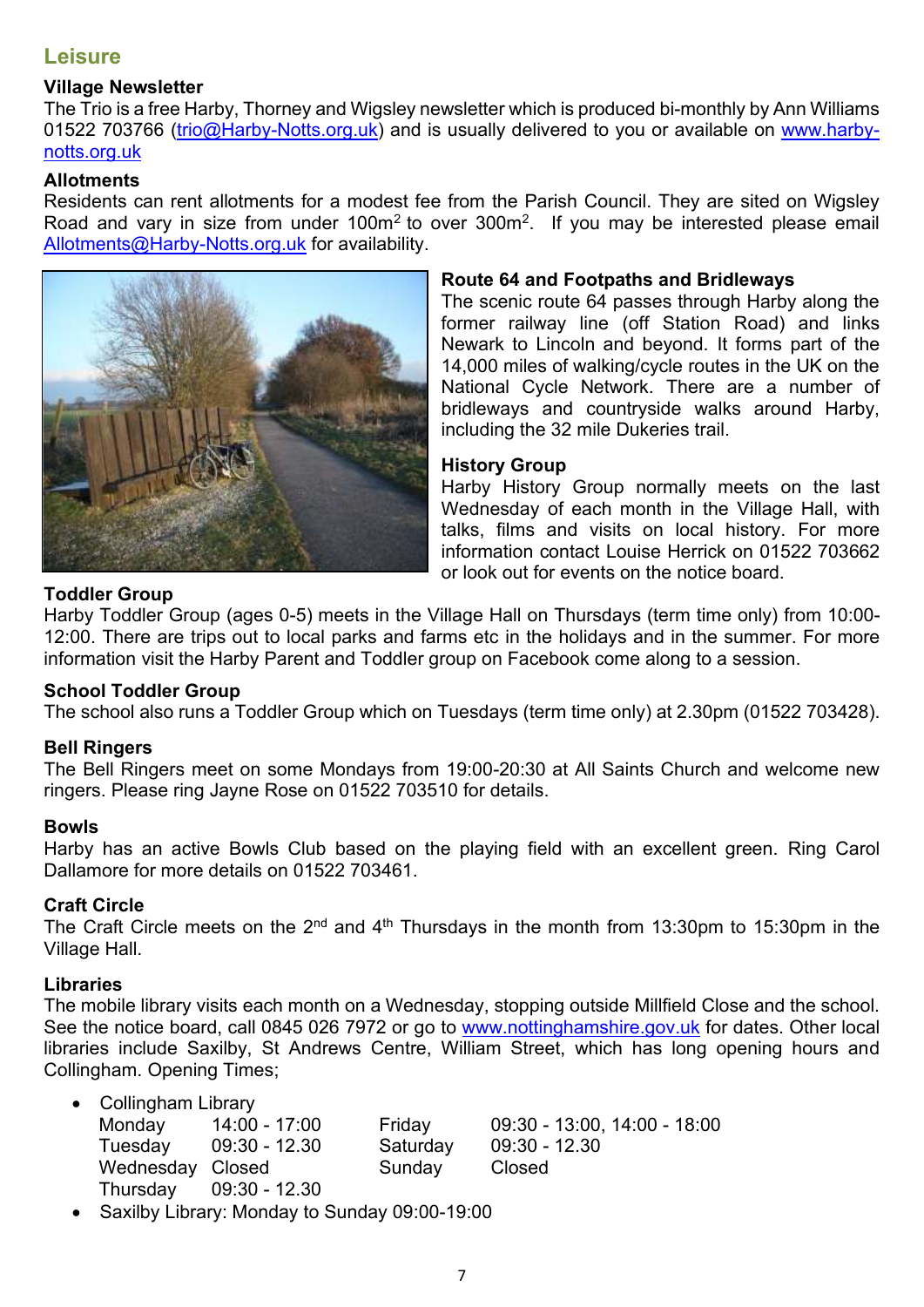## Leisure

### Village Newsletter

The Trio is a free Harby, Thorney and Wigsley newsletter which is produced bi-monthly by Ann Williams 01522 703766 (trio@Harby-Notts.org.uk) and is usually delivered to you or available on www.harby-notts.org.uk

### Allotments

Residents can rent allotments for a modest fee from the Parish Council. They are sited on Wigsley Road and vary in size from under $100m^2$ to over $300m^2$. If you may be interested please email Allotments@Harby-Notts.org.uk for availability.

### Route 64 and Footpaths and Bridleways

The scenic route 64 passes through Harby along the former railway line (off Station Road) and links Newark to Lincoln and beyond. It forms part of the 14,000 miles of walking/cycle routes in the UK on the National Cycle Network. There are a number of bridleways and countryside walks around Harby, including the 32 mile Dukeries trail.

### History Group

Harby History Group normally meets on the last Wednesday of each month in the Village Hall, with talks, films and visits on local history. For more information contact Louise Herrick on 01522 703662 or look out for events on the notice board.

### Toddler Group

Harby Toddler Group (ages 0-5) meets in the Village Hall on Thursdays (term time only) from 10:00-12:00. There are trips out to local parks and farms etc in the holidays and in the summer. For more information visit the Harby Parent and Toddler group on Facebook come along to a session.

### School Toddler Group

The school also runs a Toddler Group which on Tuesdays (term time only) at 2.30pm (01522 703428).

### Bell Ringers

The Bell Ringers meet on some Mondays from 19:00-20:30 at All Saints Church and welcome new ringers. Please ring Jayne Rose on 01522 703510 for details.

### Bowls

Harby has an active Bowls Club based on the playing field with an excellent green. Ring Carol Dallamore for more details on 01522 703461.

### Craft Circle

The Craft Circle meets on the 2nd and 4th Thursdays in the month from 13:30pm to 15:30pm in the Village Hall.

### Libraries

The mobile library visits each month on a Wednesday, stopping outside Millfield Close and the school. See the notice board, call 0845 026 7972 or go to www.nottinghamshire.gov.uk for dates. Other local libraries include Saxilby, St Andrews Centre, William Street, which has long opening hours and Collingham. Opening Times;

- Collingham Library

| | | | |
|---|---|---|---|
| Monday | 14:00 - 17:00 | Friday | 09:30 - 13:00, 14:00 - 18:00 |
| Tuesday | 09:30 - 12.30 | Saturday | 09:30 - 12.30 |
| Wednesday | Closed | Sunday | Closed |
| Thursday | 09:30 - 12.30 | | |

- Saxilby Library: Monday to Sunday 09:00-19:00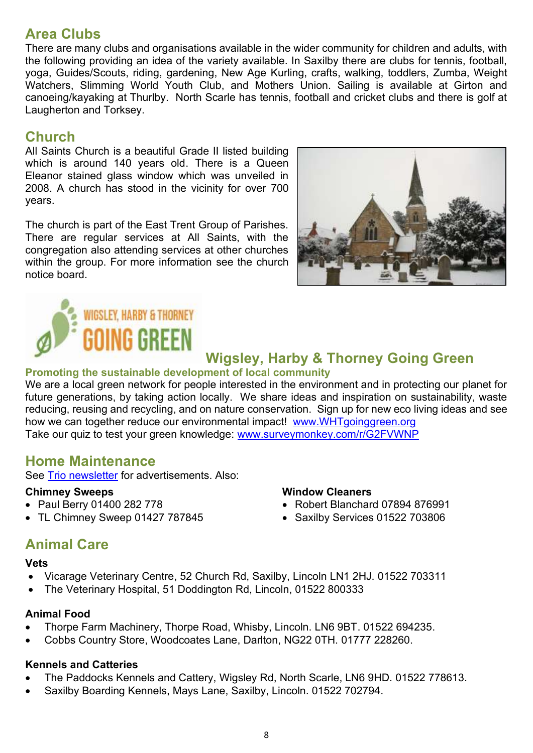## Area Clubs

There are many clubs and organisations available in the wider community for children and adults, with the following providing an idea of the variety available. In Saxilby there are clubs for tennis, football, yoga, Guides/Scouts, riding, gardening, New Age Kurling, crafts, walking, toddlers, Zumba, Weight Watchers, Slimming World Youth Club, and Mothers Union. Sailing is available at Girton and canoeing/kayaking at Thurlby. North Scarle has tennis, football and cricket clubs and there is golf at Laugherton and Torksey.

## Church

All Saints Church is a beautiful Grade II listed building which is around 140 years old. There is a Queen Eleanor stained glass window which was unveiled in 2008. A church has stood in the vicinity for over 700 years.

The church is part of the East Trent Group of Parishes. There are regular services at All Saints, with the congregation also attending services at other churches within the group. For more information see the church notice board.

## Wigsley, Harby & Thorney Going Green

**Promoting the sustainable development of local community**

We are a local green network for people interested in the environment and in protecting our planet for future generations, by taking action locally. We share ideas and inspiration on sustainability, waste reducing, reusing and recycling, and on nature conservation. Sign up for new eco living ideas and see how we can together reduce our environmental impact! www.WHTgoinggreen.org

Take our quiz to test your green knowledge: www.surveymonkey.com/r/G2FVWNP

## Home Maintenance

See Trio newsletter for advertisements. Also:

### Chimney Sweeps

- Paul Berry 01400 282 778
- TL Chimney Sweep 01427 787845

### Window Cleaners

- Robert Blanchard 07894 876991
- Saxilby Services 01522 703806

## Animal Care

### Vets

- Vicarage Veterinary Centre, 52 Church Rd, Saxilby, Lincoln LN1 2HJ. 01522 703311
- The Veterinary Hospital, 51 Doddington Rd, Lincoln, 01522 800333

### Animal Food

- Thorpe Farm Machinery, Thorpe Road, Whisby, Lincoln. LN6 9BT. 01522 694235.
- Cobbs Country Store, Woodcoates Lane, Darlton, NG22 0TH. 01777 228260.

### Kennels and Catteries

- The Paddocks Kennels and Cattery, Wigsley Rd, North Scarle, LN6 9HD. 01522 778613.
- Saxilby Boarding Kennels, Mays Lane, Saxilby, Lincoln. 01522 702794.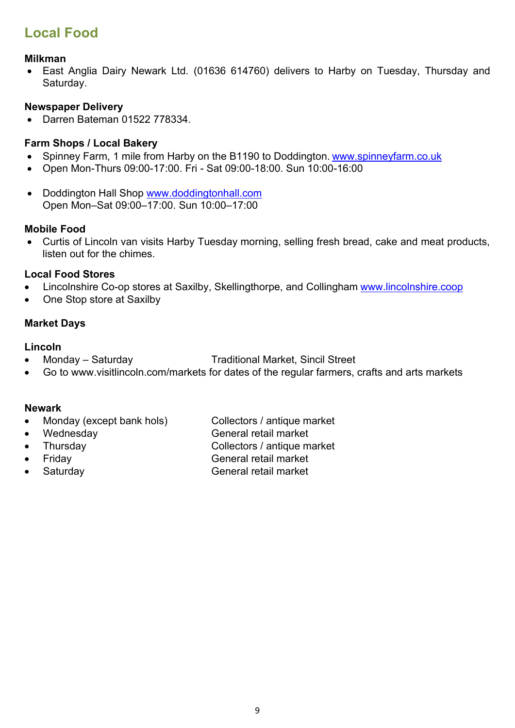## Local Food

**Milkman**

- East Anglia Dairy Newark Ltd. (01636 614760) delivers to Harby on Tuesday, Thursday and Saturday.

**Newspaper Delivery**

- Darren Bateman 01522 778334.

**Farm Shops / Local Bakery**

- Spinney Farm, 1 mile from Harby on the B1190 to Doddington. [www.spinneyfarm.co.uk](http://www.spinneyfarm.co.uk)
- Open Mon-Thurs 09:00-17:00. Fri - Sat 09:00-18:00. Sun 10:00-16:00

- Doddington Hall Shop [www.doddingtonhall.com](http://www.doddingtonhall.com)
  Open Mon–Sat 09:00–17:00. Sun 10:00–17:00

**Mobile Food**

- Curtis of Lincoln van visits Harby Tuesday morning, selling fresh bread, cake and meat products, listen out for the chimes.

**Local Food Stores**

- Lincolnshire Co-op stores at Saxilby, Skellingthorpe, and Collingham [www.lincolnshire.coop](http://www.lincolnshire.coop)
- One Stop store at Saxilby

**Market Days**

**Lincoln**

- Monday – Saturday — Traditional Market, Sincil Street
- Go to www.visitlincoln.com/markets for dates of the regular farmers, crafts and arts markets

**Newark**

- Monday (except bank hols) — Collectors / antique market
- Wednesday — General retail market
- Thursday — Collectors / antique market
- Friday — General retail market
- Saturday — General retail market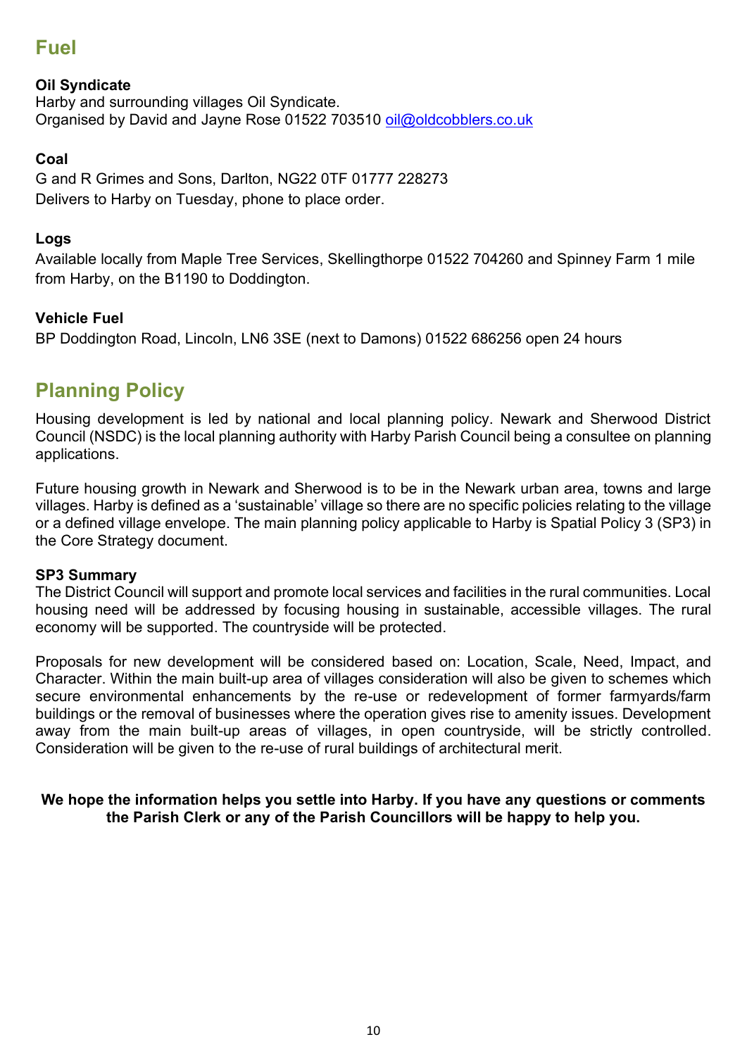## Fuel

### Oil Syndicate

Harby and surrounding villages Oil Syndicate.
Organised by David and Jayne Rose 01522 703510 oil@oldcobblers.co.uk

### Coal

G and R Grimes and Sons, Darlton, NG22 0TF 01777 228273
Delivers to Harby on Tuesday, phone to place order.

### Logs

Available locally from Maple Tree Services, Skellingthorpe 01522 704260 and Spinney Farm 1 mile from Harby, on the B1190 to Doddington.

### Vehicle Fuel

BP Doddington Road, Lincoln, LN6 3SE (next to Damons) 01522 686256 open 24 hours

## Planning Policy

Housing development is led by national and local planning policy. Newark and Sherwood District Council (NSDC) is the local planning authority with Harby Parish Council being a consultee on planning applications.

Future housing growth in Newark and Sherwood is to be in the Newark urban area, towns and large villages. Harby is defined as a 'sustainable' village so there are no specific policies relating to the village or a defined village envelope. The main planning policy applicable to Harby is Spatial Policy 3 (SP3) in the Core Strategy document.

### SP3 Summary

The District Council will support and promote local services and facilities in the rural communities. Local housing need will be addressed by focusing housing in sustainable, accessible villages. The rural economy will be supported. The countryside will be protected.

Proposals for new development will be considered based on: Location, Scale, Need, Impact, and Character. Within the main built-up area of villages consideration will also be given to schemes which secure environmental enhancements by the re-use or redevelopment of former farmyards/farm buildings or the removal of businesses where the operation gives rise to amenity issues. Development away from the main built-up areas of villages, in open countryside, will be strictly controlled. Consideration will be given to the re-use of rural buildings of architectural merit.

**We hope the information helps you settle into Harby. If you have any questions or comments the Parish Clerk or any of the Parish Councillors will be happy to help you.**